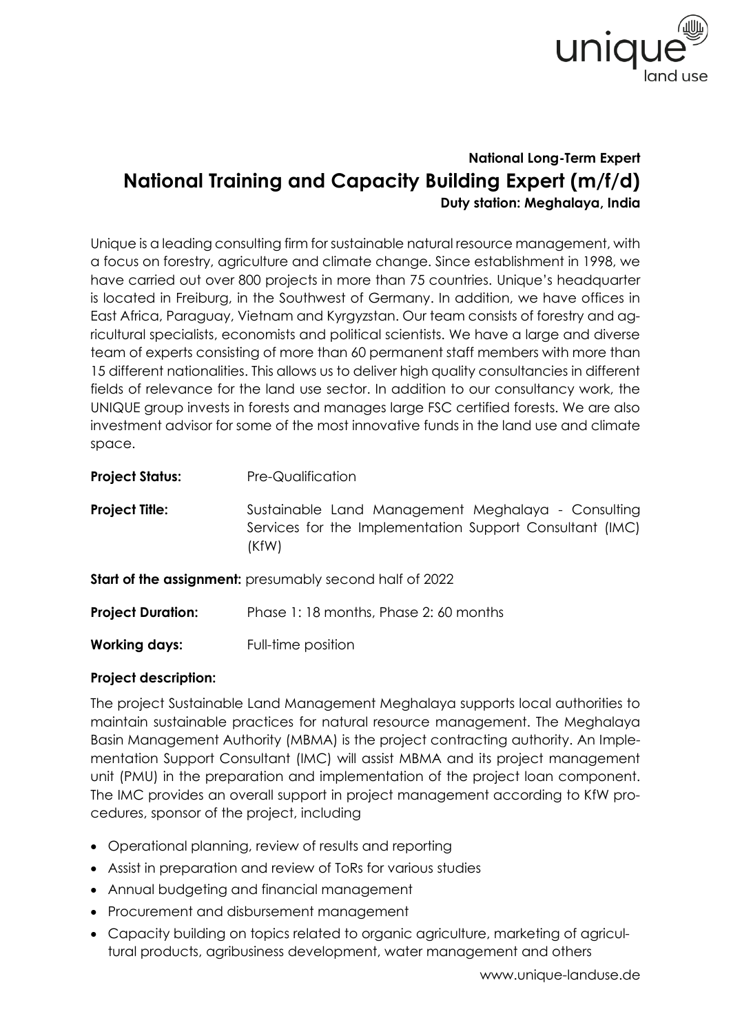**National Long-Term Expert**

# National Training and Capacity Building Expert (m/f/d)

**Duty station: Meghalaya, India**

Unique is a leading consulting firm for sustainable natural resource management, with a focus on forestry, agriculture and climate change. Since establishment in 1998, we have carried out over 800 projects in more than 75 countries. Unique's headquarter is located in Freiburg, in the Southwest of Germany. In addition, we have offices in East Africa, Paraguay, Vietnam and Kyrgyzstan. Our team consists of forestry and agricultural specialists, economists and political scientists. We have a large and diverse team of experts consisting of more than 60 permanent staff members with more than 15 different nationalities. This allows us to deliver high quality consultancies in different fields of relevance for the land use sector. In addition to our consultancy work, the UNIQUE group invests in forests and manages large FSC certified forests. We are also investment advisor for some of the most innovative funds in the land use and climate space.

**Project Status:** Pre-Qualification

**Project Title:** Sustainable Land Management Meghalaya - Consulting Services for the Implementation Support Consultant (IMC) (KfW)

**Start of the assignment:** presumably second half of 2022

**Project Duration:** Phase 1: 18 months, Phase 2: 60 months

**Working days:** Full-time position

**Project description:**

The project Sustainable Land Management Meghalaya supports local authorities to maintain sustainable practices for natural resource management. The Meghalaya Basin Management Authority (MBMA) is the project contracting authority. An Implementation Support Consultant (IMC) will assist MBMA and its project management unit (PMU) in the preparation and implementation of the project loan component. The IMC provides an overall support in project management according to KfW procedures, sponsor of the project, including

- Operational planning, review of results and reporting
- Assist in preparation and review of ToRs for various studies
- Annual budgeting and financial management
- Procurement and disbursement management
- Capacity building on topics related to organic agriculture, marketing of agricultural products, agribusiness development, water management and others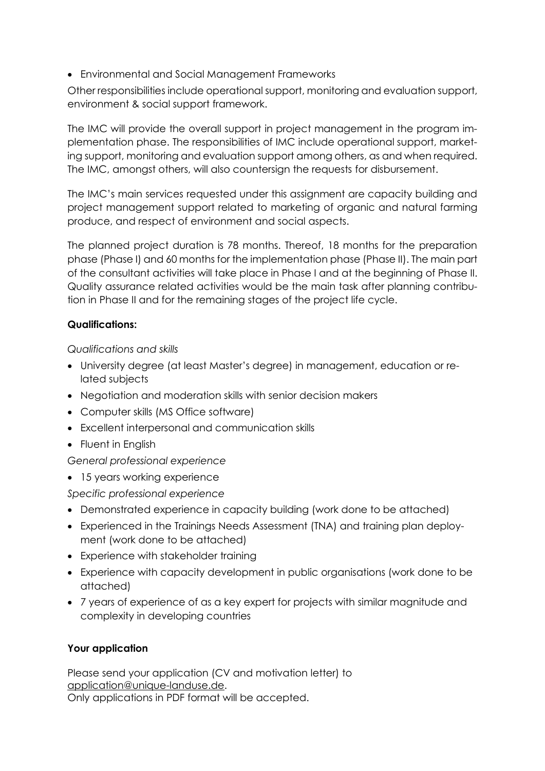- Environmental and Social Management Frameworks

Other responsibilities include operational support, monitoring and evaluation support, environment & social support framework.

The IMC will provide the overall support in project management in the program implementation phase. The responsibilities of IMC include operational support, marketing support, monitoring and evaluation support among others, as and when required. The IMC, amongst others, will also countersign the requests for disbursement.

The IMC's main services requested under this assignment are capacity building and project management support related to marketing of organic and natural farming produce, and respect of environment and social aspects.

The planned project duration is 78 months. Thereof, 18 months for the preparation phase (Phase I) and 60 months for the implementation phase (Phase II). The main part of the consultant activities will take place in Phase I and at the beginning of Phase II. Quality assurance related activities would be the main task after planning contribution in Phase II and for the remaining stages of the project life cycle.

**Qualifications:**

*Qualifications and skills*

- University degree (at least Master's degree) in management, education or related subjects
- Negotiation and moderation skills with senior decision makers
- Computer skills (MS Office software)
- Excellent interpersonal and communication skills
- Fluent in English

*General professional experience*

- 15 years working experience

*Specific professional experience*

- Demonstrated experience in capacity building (work done to be attached)
- Experienced in the Trainings Needs Assessment (TNA) and training plan deployment (work done to be attached)
- Experience with stakeholder training
- Experience with capacity development in public organisations (work done to be attached)
- 7 years of experience of as a key expert for projects with similar magnitude and complexity in developing countries

**Your application**

Please send your application (CV and motivation letter) to application@unique-landuse.de.
Only applications in PDF format will be accepted.